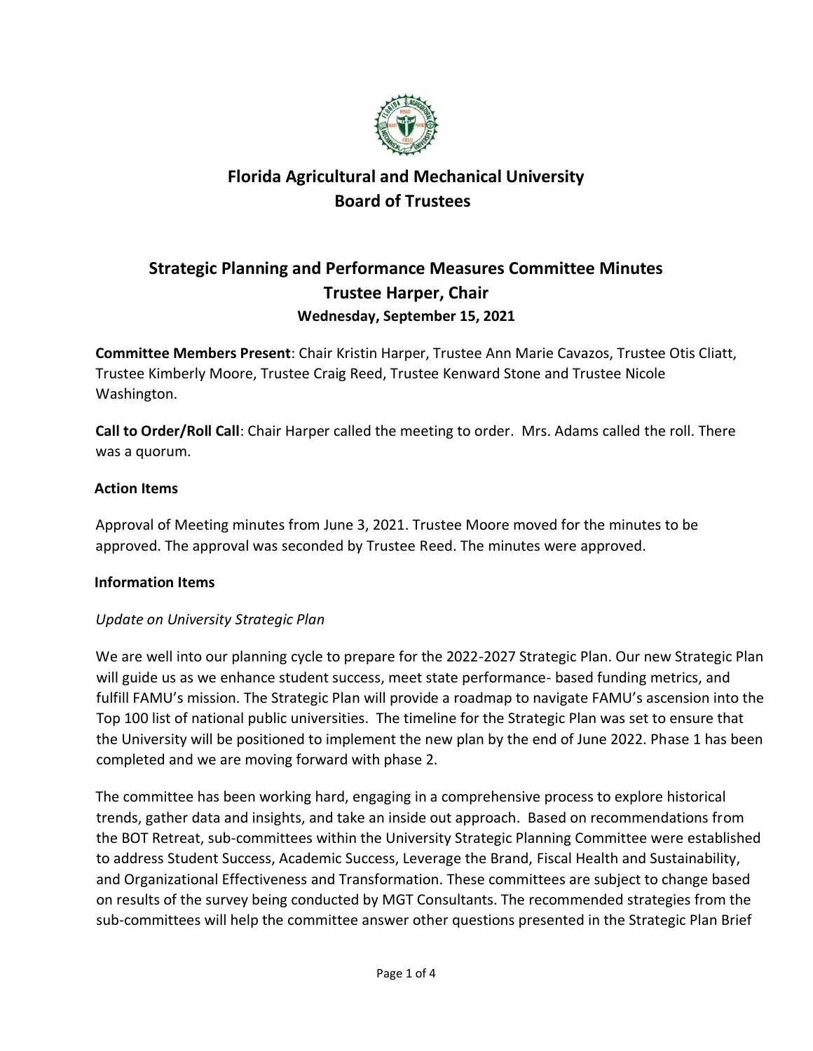# Florida Agricultural and Mechanical University
# Board of Trustees

## Strategic Planning and Performance Measures Committee Minutes
## Trustee Harper, Chair
### Wednesday, September 15, 2021

**Committee Members Present**: Chair Kristin Harper, Trustee Ann Marie Cavazos, Trustee Otis Cliatt, Trustee Kimberly Moore, Trustee Craig Reed, Trustee Kenward Stone and Trustee Nicole Washington.

**Call to Order/Roll Call**: Chair Harper called the meeting to order. Mrs. Adams called the roll. There was a quorum.

**Action Items**

Approval of Meeting minutes from June 3, 2021. Trustee Moore moved for the minutes to be approved. The approval was seconded by Trustee Reed. The minutes were approved.

**Information Items**

*Update on University Strategic Plan*

We are well into our planning cycle to prepare for the 2022-2027 Strategic Plan. Our new Strategic Plan will guide us as we enhance student success, meet state performance- based funding metrics, and fulfill FAMU's mission. The Strategic Plan will provide a roadmap to navigate FAMU's ascension into the Top 100 list of national public universities. The timeline for the Strategic Plan was set to ensure that the University will be positioned to implement the new plan by the end of June 2022. Phase 1 has been completed and we are moving forward with phase 2.

The committee has been working hard, engaging in a comprehensive process to explore historical trends, gather data and insights, and take an inside out approach. Based on recommendations from the BOT Retreat, sub-committees within the University Strategic Planning Committee were established to address Student Success, Academic Success, Leverage the Brand, Fiscal Health and Sustainability, and Organizational Effectiveness and Transformation. These committees are subject to change based on results of the survey being conducted by MGT Consultants. The recommended strategies from the sub-committees will help the committee answer other questions presented in the Strategic Plan Brief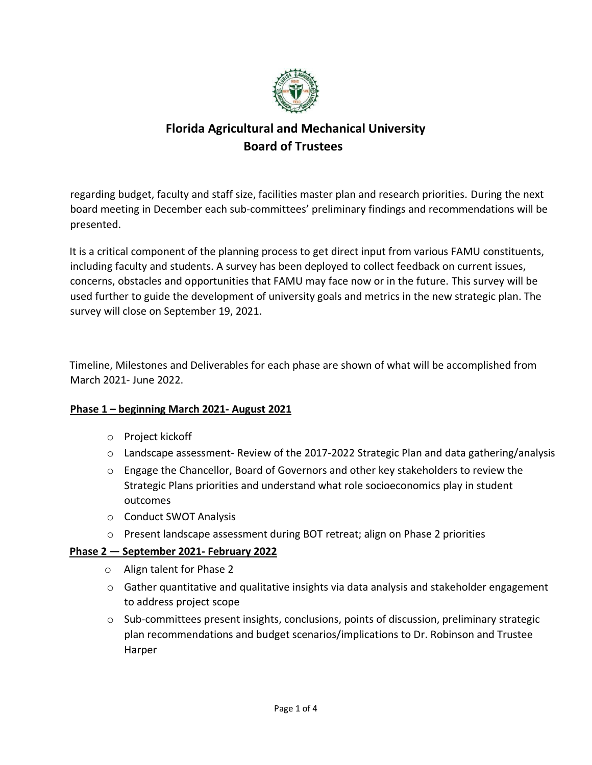# Florida Agricultural and Mechanical University
## Board of Trustees

regarding budget, faculty and staff size, facilities master plan and research priorities. During the next board meeting in December each sub-committees' preliminary findings and recommendations will be presented.

It is a critical component of the planning process to get direct input from various FAMU constituents, including faculty and students. A survey has been deployed to collect feedback on current issues, concerns, obstacles and opportunities that FAMU may face now or in the future. This survey will be used further to guide the development of university goals and metrics in the new strategic plan. The survey will close on September 19, 2021.

Timeline, Milestones and Deliverables for each phase are shown of what will be accomplished from March 2021- June 2022.

**<u>Phase 1 – beginning March 2021- August 2021</u>**

- Project kickoff
- Landscape assessment- Review of the 2017-2022 Strategic Plan and data gathering/analysis
- Engage the Chancellor, Board of Governors and other key stakeholders to review the Strategic Plans priorities and understand what role socioeconomics play in student outcomes
- Conduct SWOT Analysis
- Present landscape assessment during BOT retreat; align on Phase 2 priorities

**<u>Phase 2 — September 2021- February 2022</u>**

- Align talent for Phase 2
- Gather quantitative and qualitative insights via data analysis and stakeholder engagement to address project scope
- Sub-committees present insights, conclusions, points of discussion, preliminary strategic plan recommendations and budget scenarios/implications to Dr. Robinson and Trustee Harper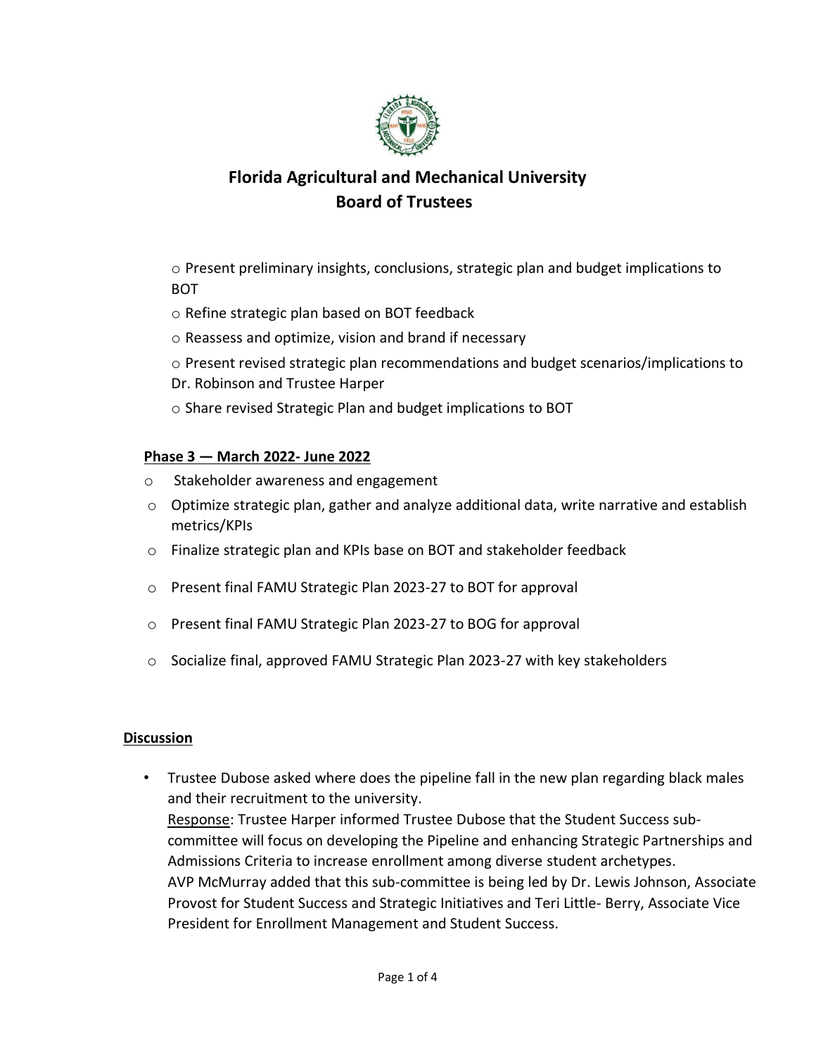# Florida Agricultural and Mechanical University
## Board of Trustees

- Present preliminary insights, conclusions, strategic plan and budget implications to BOT
- Refine strategic plan based on BOT feedback
- Reassess and optimize, vision and brand if necessary
- Present revised strategic plan recommendations and budget scenarios/implications to Dr. Robinson and Trustee Harper
- Share revised Strategic Plan and budget implications to BOT

**<u>Phase 3 — March 2022- June 2022</u>**

- Stakeholder awareness and engagement
- Optimize strategic plan, gather and analyze additional data, write narrative and establish metrics/KPIs
- Finalize strategic plan and KPIs base on BOT and stakeholder feedback
- Present final FAMU Strategic Plan 2023-27 to BOT for approval
- Present final FAMU Strategic Plan 2023-27 to BOG for approval
- Socialize final, approved FAMU Strategic Plan 2023-27 with key stakeholders

**<u>Discussion</u>**

- Trustee Dubose asked where does the pipeline fall in the new plan regarding black males and their recruitment to the university.
  <u>Response</u>: Trustee Harper informed Trustee Dubose that the Student Success sub-committee will focus on developing the Pipeline and enhancing Strategic Partnerships and Admissions Criteria to increase enrollment among diverse student archetypes.
  AVP McMurray added that this sub-committee is being led by Dr. Lewis Johnson, Associate Provost for Student Success and Strategic Initiatives and Teri Little- Berry, Associate Vice President for Enrollment Management and Student Success.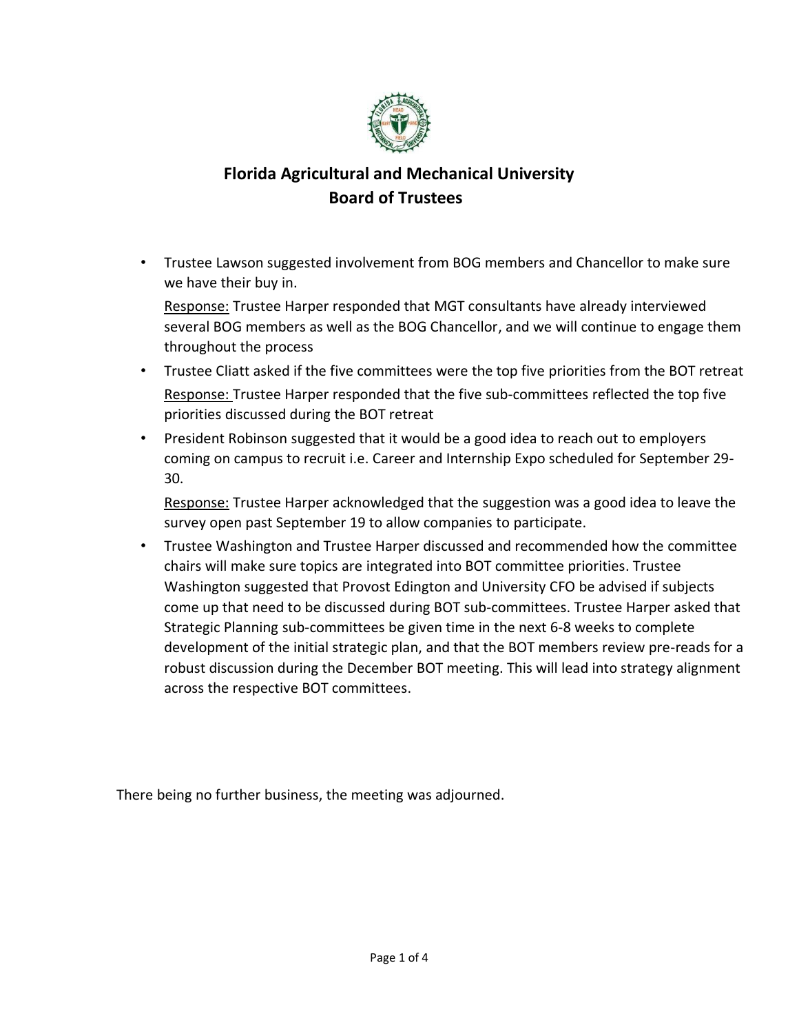# Florida Agricultural and Mechanical University
## Board of Trustees

- Trustee Lawson suggested involvement from BOG members and Chancellor to make sure we have their buy in.

  Response: Trustee Harper responded that MGT consultants have already interviewed several BOG members as well as the BOG Chancellor, and we will continue to engage them throughout the process
- Trustee Cliatt asked if the five committees were the top five priorities from the BOT retreat

  Response: Trustee Harper responded that the five sub-committees reflected the top five priorities discussed during the BOT retreat
- President Robinson suggested that it would be a good idea to reach out to employers coming on campus to recruit i.e. Career and Internship Expo scheduled for September 29-30.

  Response: Trustee Harper acknowledged that the suggestion was a good idea to leave the survey open past September 19 to allow companies to participate.
- Trustee Washington and Trustee Harper discussed and recommended how the committee chairs will make sure topics are integrated into BOT committee priorities. Trustee Washington suggested that Provost Edington and University CFO be advised if subjects come up that need to be discussed during BOT sub-committees. Trustee Harper asked that Strategic Planning sub-committees be given time in the next 6-8 weeks to complete development of the initial strategic plan, and that the BOT members review pre-reads for a robust discussion during the December BOT meeting. This will lead into strategy alignment across the respective BOT committees.

There being no further business, the meeting was adjourned.